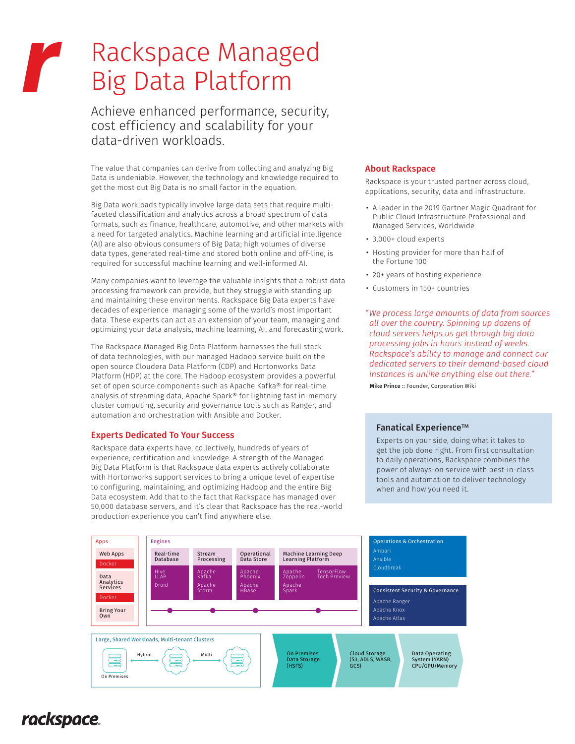# Rackspace Managed Big Data Platform

## Achieve enhanced performance, security, cost efficiency and scalability for your data-driven workloads.

The value that companies can derive from collecting and analyzing Big Data is undeniable. However, the technology and knowledge required to get the most out Big Data is no small factor in the equation.

Big Data workloads typically involve large data sets that require multi-faceted classification and analytics across a broad spectrum of data formats, such as finance, healthcare, automotive, and other markets with a need for targeted analytics. Machine learning and artificial intelligence (AI) are also obvious consumers of Big Data; high volumes of diverse data types, generated real-time and stored both online and off-line, is required for successful machine learning and well-informed AI.

Many companies want to leverage the valuable insights that a robust data processing framework can provide, but they struggle with standing up and maintaining these environments. Rackspace Big Data experts have decades of experience managing some of the world's most important data. These experts can act as an extension of your team, managing and optimizing your data analysis, machine learning, AI, and forecasting work.

The Rackspace Managed Big Data Platform harnesses the full stack of data technologies, with our managed Hadoop service built on the open source Cloudera Data Platform (CDP) and Hortonworks Data Platform (HDP) at the core. The Hadoop ecosystem provides a powerful set of open source components such as Apache Kafka® for real-time analysis of streaming data, Apache Spark® for lightning fast in-memory cluster computing, security and governance tools such as Ranger, and automation and orchestration with Ansible and Docker.

### Experts Dedicated To Your Success

Rackspace data experts have, collectively, hundreds of years of experience, certification and knowledge. A strength of the Managed Big Data Platform is that Rackspace data experts actively collaborate with Hortonworks support services to bring a unique level of expertise to configuring, maintaining, and optimizing Hadoop and the entire Big Data ecosystem. Add that to the fact that Rackspace has managed over 50,000 database servers, and it's clear that Rackspace has the real-world production experience you can't find anywhere else.

### About Rackspace

Rackspace is your trusted partner across cloud, applications, security, data and infrastructure.

- A leader in the 2019 Gartner Magic Quadrant for Public Cloud Infrastructure Professional and Managed Services, Worldwide
- 3,000+ cloud experts
- Hosting provider for more than half of the Fortune 100
- 20+ years of hosting experience
- Customers in 150+ countries

*"We process large amounts of data from sources all over the country. Spinning up dozens of cloud servers helps us get through big data processing jobs in hours instead of weeks. Rackspace's ability to manage and connect our dedicated servers to their demand-based cloud instances is unlike anything else out there."*

**Mike Prince** :: Founder, Corporation Wiki

### Fanatical Experience™

Experts on your side, doing what it takes to get the job done right. From first consultation to daily operations, Rackspace combines the power of always-on service with best-in-class tools and automation to deliver technology when and how you need it.

**Apps**
- Web Apps — Docker
- Data Analytics Services — Docker
- Bring Your Own

**Engines**

| Real-time Database | Stream Processing | Operational Data Store | Machine Learning Deep Learning Platform |
|---|---|---|---|
| Hive LLAP | Apache Kafka | Apache Phoenix | Apache Zeppelin, TensorFlow Tech Preview |
| Druid | Apache Storm | Apache HBase | Apache Spark |

**Operations & Orchestration**
- Ambari
- Ansible
- Cloudbreak

**Consistent Security & Governance**
- Apache Ranger
- Apache Knox
- Apache Atlas

**Large, Shared Workloads, Multi-tenant Clusters**
- On Premises ← Hybrid → ← Multi →

On Premises Data Storage (HSFS) | Cloud Storage (S3, ADLS, WASB, GCS) | Data Operating System (YARN) CPU/GPU/Memory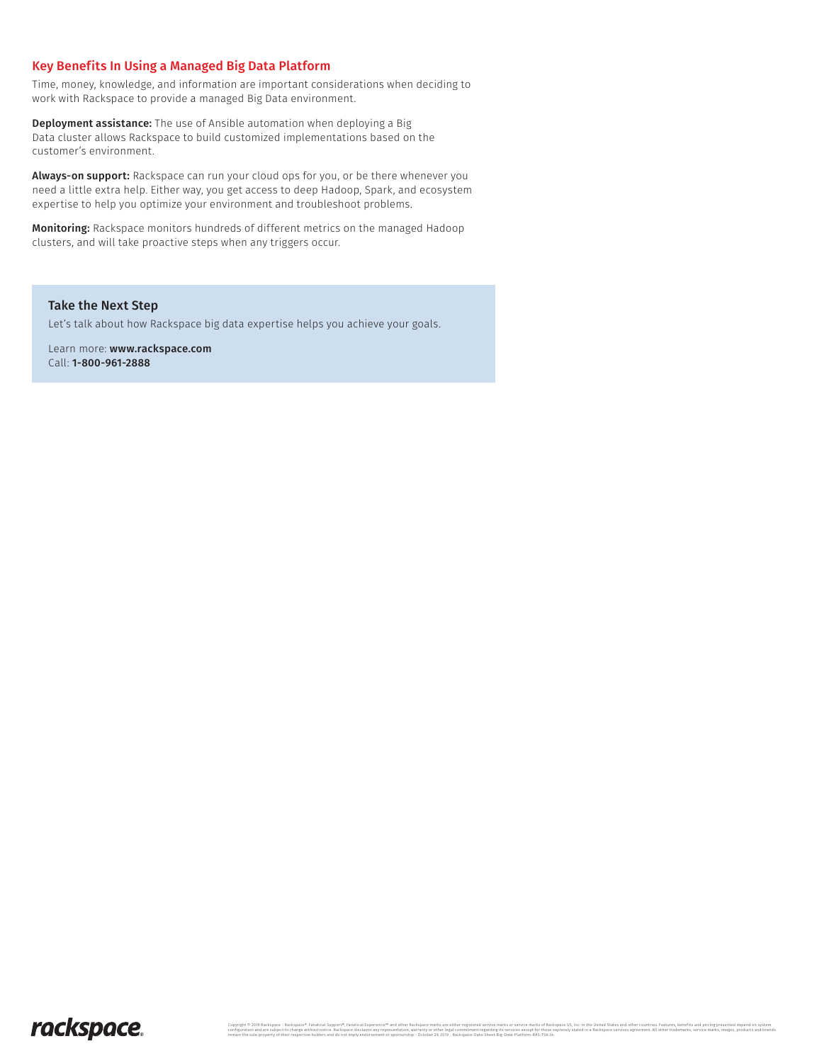## Key Benefits In Using a Managed Big Data Platform

Time, money, knowledge, and information are important considerations when deciding to work with Rackspace to provide a managed Big Data environment.

**Deployment assistance:** The use of Ansible automation when deploying a Big Data cluster allows Rackspace to build customized implementations based on the customer's environment.

**Always-on support:** Rackspace can run your cloud ops for you, or be there whenever you need a little extra help. Either way, you get access to deep Hadoop, Spark, and ecosystem expertise to help you optimize your environment and troubleshoot problems.

**Monitoring:** Rackspace monitors hundreds of different metrics on the managed Hadoop clusters, and will take proactive steps when any triggers occur.

### Take the Next Step

Let's talk about how Rackspace big data expertise helps you achieve your goals.

Learn more: **www.rackspace.com**
Call: **1-800-961-2888**

rackspace

Copyright © 2019 Rackspace :: Rackspace®, Fanatical Support®, Fanatical Experience™ and other Rackspace marks are either registered service marks or service marks of Rackspace US, Inc. in the United States and other countries. Features, benefits and pricing presented depend on system configuration and are subject to change without notice. Rackspace disclaims any representation, warranty or other legal commitment regarding its services except for those expressly stated in a Rackspace services agreement. All other trademarks, service marks, images, products and brands remain the sole property of their respective holders and do not imply endorsement or sponsorship. :: October 29, 2019 :: Rackspace-Data-Sheet-Big-Data-Platform-RAS-TSK-34